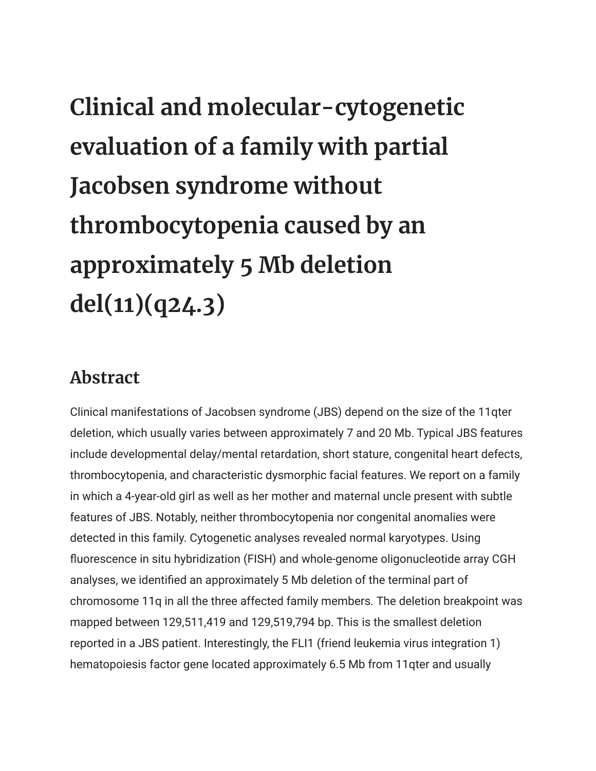# Clinical and molecular-cytogenetic evaluation of a family with partial Jacobsen syndrome without thrombocytopenia caused by an approximately 5 Mb deletion del(11)(q24.3)

## Abstract

Clinical manifestations of Jacobsen syndrome (JBS) depend on the size of the 11qter deletion, which usually varies between approximately 7 and 20 Mb. Typical JBS features include developmental delay/mental retardation, short stature, congenital heart defects, thrombocytopenia, and characteristic dysmorphic facial features. We report on a family in which a 4-year-old girl as well as her mother and maternal uncle present with subtle features of JBS. Notably, neither thrombocytopenia nor congenital anomalies were detected in this family. Cytogenetic analyses revealed normal karyotypes. Using fluorescence in situ hybridization (FISH) and whole-genome oligonucleotide array CGH analyses, we identified an approximately 5 Mb deletion of the terminal part of chromosome 11q in all the three affected family members. The deletion breakpoint was mapped between 129,511,419 and 129,519,794 bp. This is the smallest deletion reported in a JBS patient. Interestingly, the FLI1 (friend leukemia virus integration 1) hematopoiesis factor gene located approximately 6.5 Mb from 11qter and usually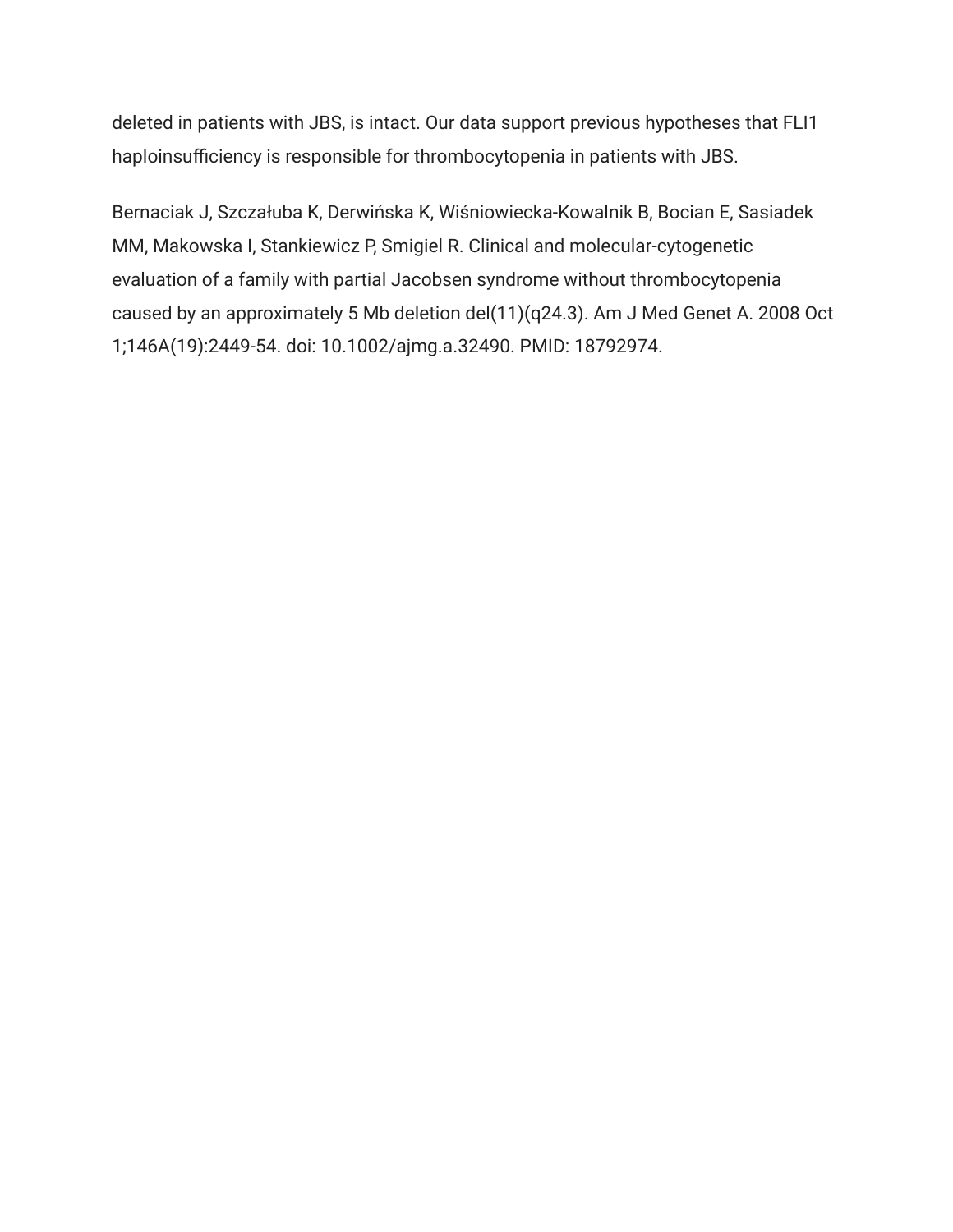deleted in patients with JBS, is intact. Our data support previous hypotheses that FLI1 haploinsufficiency is responsible for thrombocytopenia in patients with JBS.

Bernaciak J, Szczałuba K, Derwińska K, Wiśniowiecka-Kowalnik B, Bocian E, Sasiadek MM, Makowska I, Stankiewicz P, Smigiel R. Clinical and molecular-cytogenetic evaluation of a family with partial Jacobsen syndrome without thrombocytopenia caused by an approximately 5 Mb deletion del(11)(q24.3). Am J Med Genet A. 2008 Oct 1;146A(19):2449-54. doi: 10.1002/ajmg.a.32490. PMID: 18792974.